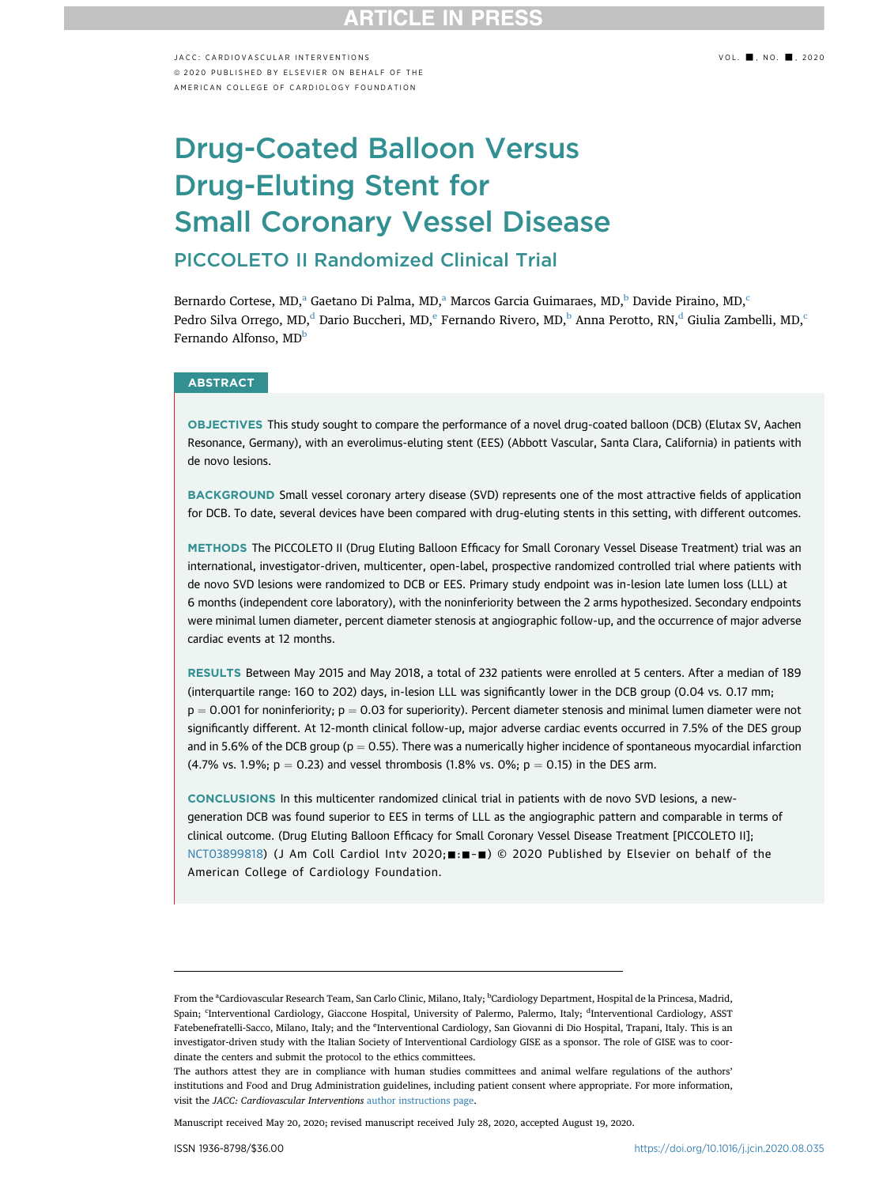# Drug-Coated Balloon Versus Drug-Eluting Stent for Small Coronary Vessel Disease

## PICCOLETO II Randomized Clinical Trial

Bernardo Cortese, MD,[a] Gaetano Di Palma, MD,[a] Marcos Garcia Guimaraes, MD,[b] Davide Piraino, MD,[c] Pedro Silva Orrego, MD,[d] Dario Buccheri, MD,[e] Fernando Rivero, MD,[b] Anna Perotto, RN,[d] Giulia Zambelli, MD,[c] Fernando Alfonso, MD[b]

## ABSTRACT

**OBJECTIVES** This study sought to compare the performance of a novel drug-coated balloon (DCB) (Elutax SV, Aachen Resonance, Germany), with an everolimus-eluting stent (EES) (Abbott Vascular, Santa Clara, California) in patients with de novo lesions.

**BACKGROUND** Small vessel coronary artery disease (SVD) represents one of the most attractive fields of application for DCB. To date, several devices have been compared with drug-eluting stents in this setting, with different outcomes.

**METHODS** The PICCOLETO II (Drug Eluting Balloon Efficacy for Small Coronary Vessel Disease Treatment) trial was an international, investigator-driven, multicenter, open-label, prospective randomized controlled trial where patients with de novo SVD lesions were randomized to DCB or EES. Primary study endpoint was in-lesion late lumen loss (LLL) at 6 months (independent core laboratory), with the noninferiority between the 2 arms hypothesized. Secondary endpoints were minimal lumen diameter, percent diameter stenosis at angiographic follow-up, and the occurrence of major adverse cardiac events at 12 months.

**RESULTS** Between May 2015 and May 2018, a total of 232 patients were enrolled at 5 centers. After a median of 189 (interquartile range: 160 to 202) days, in-lesion LLL was significantly lower in the DCB group (0.04 vs. 0.17 mm; $p = 0.001$ for noninferiority; $p = 0.03$ for superiority). Percent diameter stenosis and minimal lumen diameter were not significantly different. At 12-month clinical follow-up, major adverse cardiac events occurred in 7.5% of the DES group and in 5.6% of the DCB group ($p = 0.55$). There was a numerically higher incidence of spontaneous myocardial infarction (4.7% vs. 1.9%; $p = 0.23$) and vessel thrombosis (1.8% vs. 0%; $p = 0.15$) in the DES arm.

**CONCLUSIONS** In this multicenter randomized clinical trial in patients with de novo SVD lesions, a new-generation DCB was found superior to EES in terms of LLL as the angiographic pattern and comparable in terms of clinical outcome. (Drug Eluting Balloon Efficacy for Small Coronary Vessel Disease Treatment [PICCOLETO II]; NCT03899818) (J Am Coll Cardiol Intv 2020;■:■-■) © 2020 Published by Elsevier on behalf of the American College of Cardiology Foundation.

From the [a]Cardiovascular Research Team, San Carlo Clinic, Milano, Italy; [b]Cardiology Department, Hospital de la Princesa, Madrid, Spain; [c]Interventional Cardiology, Giaccone Hospital, University of Palermo, Palermo, Italy; [d]Interventional Cardiology, ASST Fatebenefratelli-Sacco, Milano, Italy; and the [e]Interventional Cardiology, San Giovanni di Dio Hospital, Trapani, Italy. This is an investigator-driven study with the Italian Society of Interventional Cardiology GISE as a sponsor. The role of GISE was to coordinate the centers and submit the protocol to the ethics committees.

The authors attest they are in compliance with human studies committees and animal welfare regulations of the authors' institutions and Food and Drug Administration guidelines, including patient consent where appropriate. For more information, visit the *JACC: Cardiovascular Interventions* author instructions page.

Manuscript received May 20, 2020; revised manuscript received July 28, 2020, accepted August 19, 2020.

ISSN 1936-8798/$36.00 https://doi.org/10.1016/j.jcin.2020.08.035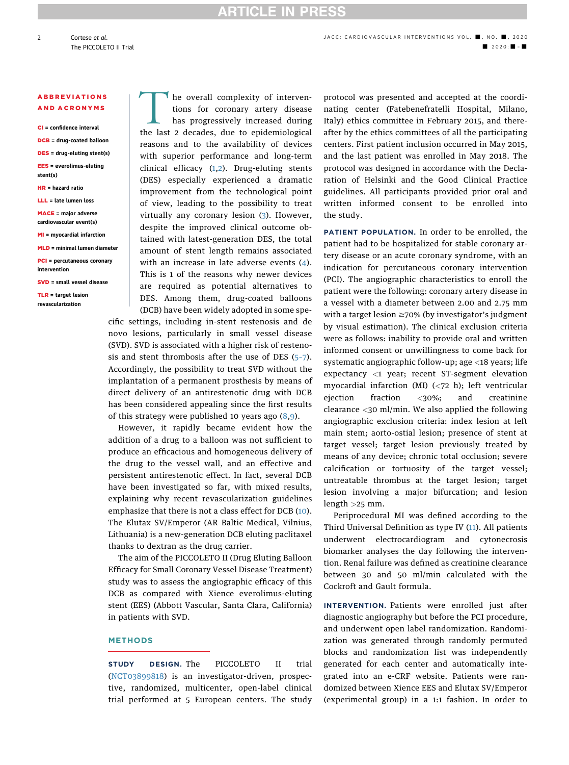**ABBREVIATIONS AND ACRONYMS**

**CI** = confidence interval

**DCB** = drug-coated balloon

**DES** = drug-eluting stent(s)

**EES** = everolimus-eluting stent(s)

**HR** = hazard ratio

**LLL** = late lumen loss

**MACE** = major adverse cardiovascular event(s)

**MI** = myocardial infarction

**MLD** = minimal lumen diameter

**PCI** = percutaneous coronary intervention

**SVD** = small vessel disease

**TLR** = target lesion revascularization

The overall complexity of interventions for coronary artery disease has progressively increased during the last 2 decades, due to epidemiological reasons and to the availability of devices with superior performance and long-term clinical efficacy (1,2). Drug-eluting stents (DES) especially experienced a dramatic improvement from the technological point of view, leading to the possibility to treat virtually any coronary lesion (3). However, despite the improved clinical outcome obtained with latest-generation DES, the total amount of stent length remains associated with an increase in late adverse events (4). This is 1 of the reasons why newer devices are required as potential alternatives to DES. Among them, drug-coated balloons (DCB) have been widely adopted in some specific settings, including in-stent restenosis and de novo lesions, particularly in small vessel disease (SVD). SVD is associated with a higher risk of restenosis and stent thrombosis after the use of DES (5–7). Accordingly, the possibility to treat SVD without the implantation of a permanent prosthesis by means of direct delivery of an antirestenotic drug with DCB has been considered appealing since the first results of this strategy were published 10 years ago (8,9).

However, it rapidly became evident how the addition of a drug to a balloon was not sufficient to produce an efficacious and homogeneous delivery of the drug to the vessel wall, and an effective and persistent antirestenotic effect. In fact, several DCB have been investigated so far, with mixed results, explaining why recent revascularization guidelines emphasize that there is not a class effect for DCB (10). The Elutax SV/Emperor (AR Baltic Medical, Vilnius, Lithuania) is a new-generation DCB eluting paclitaxel thanks to dextran as the drug carrier.

The aim of the PICCOLETO II (Drug Eluting Balloon Efficacy for Small Coronary Vessel Disease Treatment) study was to assess the angiographic efficacy of this DCB as compared with Xience everolimus-eluting stent (EES) (Abbott Vascular, Santa Clara, California) in patients with SVD.

## METHODS

**STUDY DESIGN.** The PICCOLETO II trial (NCT03899818) is an investigator-driven, prospective, randomized, multicenter, open-label clinical trial performed at 5 European centers. The study protocol was presented and accepted at the coordinating center (Fatebenefratelli Hospital, Milano, Italy) ethics committee in February 2015, and thereafter by the ethics committees of all the participating centers. First patient inclusion occurred in May 2015, and the last patient was enrolled in May 2018. The protocol was designed in accordance with the Declaration of Helsinki and the Good Clinical Practice guidelines. All participants provided prior oral and written informed consent to be enrolled into the study.

**PATIENT POPULATION.** In order to be enrolled, the patient had to be hospitalized for stable coronary artery disease or an acute coronary syndrome, with an indication for percutaneous coronary intervention (PCI). The angiographic characteristics to enroll the patient were the following: coronary artery disease in a vessel with a diameter between 2.00 and 2.75 mm with a target lesion ≥70% (by investigator's judgment by visual estimation). The clinical exclusion criteria were as follows: inability to provide oral and written informed consent or unwillingness to come back for systematic angiographic follow-up; age <18 years; life expectancy <1 year; recent ST-segment elevation myocardial infarction (MI) (<72 h); left ventricular ejection fraction <30%; and creatinine clearance <30 ml/min. We also applied the following angiographic exclusion criteria: index lesion at left main stem; aorto-ostial lesion; presence of stent at target vessel; target lesion previously treated by means of any device; chronic total occlusion; severe calcification or tortuosity of the target vessel; untreatable thrombus at the target lesion; target lesion involving a major bifurcation; and lesion length >25 mm.

Periprocedural MI was defined according to the Third Universal Definition as type IV (11). All patients underwent electrocardiogram and cytonecrosis biomarker analyses the day following the intervention. Renal failure was defined as creatinine clearance between 30 and 50 ml/min calculated with the Cockroft and Gault formula.

**INTERVENTION.** Patients were enrolled just after diagnostic angiography but before the PCI procedure, and underwent open label randomization. Randomization was generated through randomly permuted blocks and randomization list was independently generated for each center and automatically integrated into an e-CRF website. Patients were randomized between Xience EES and Elutax SV/Emperor (experimental group) in a 1:1 fashion. In order to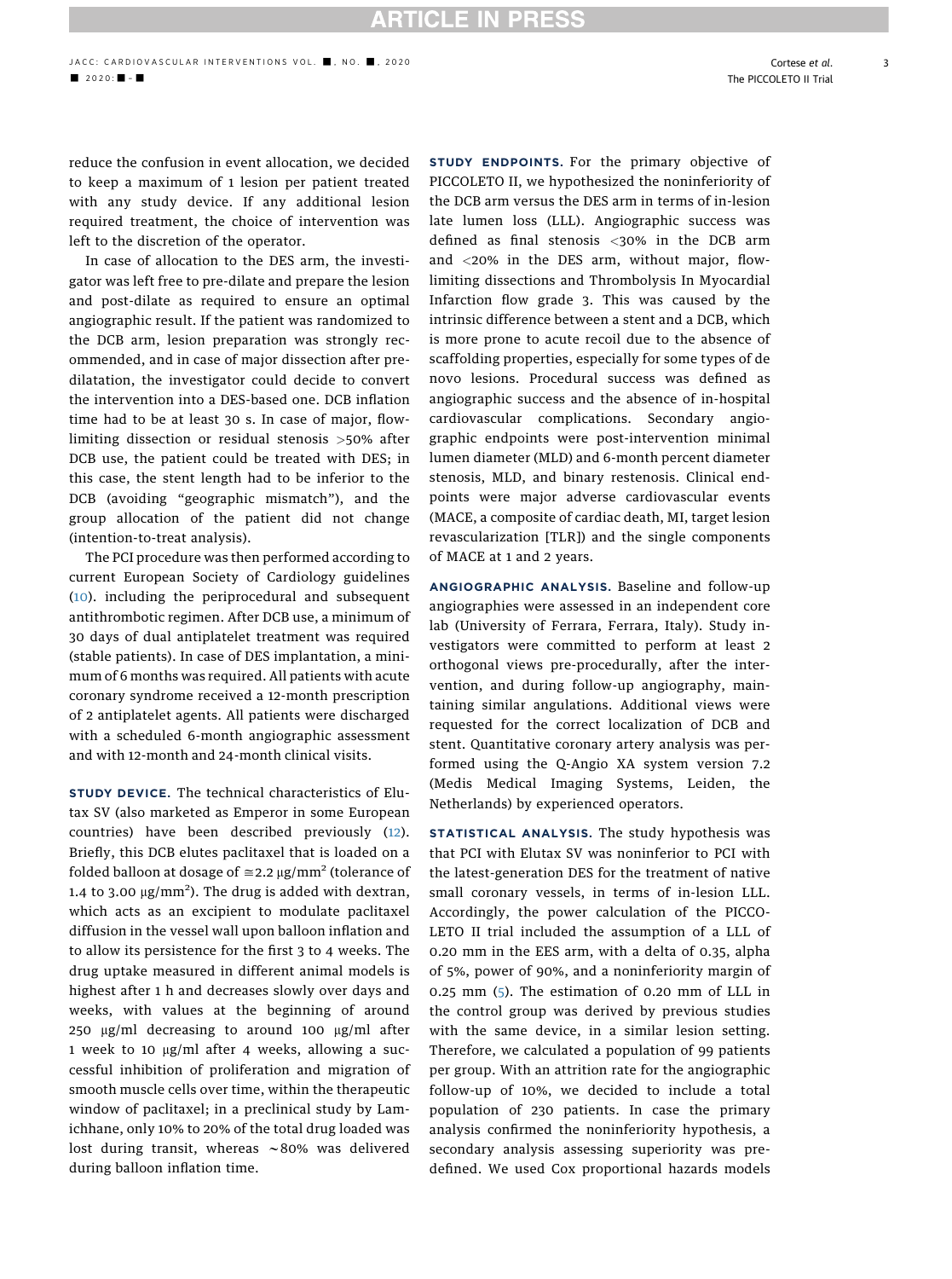reduce the confusion in event allocation, we decided to keep a maximum of 1 lesion per patient treated with any study device. If any additional lesion required treatment, the choice of intervention was left to the discretion of the operator.

In case of allocation to the DES arm, the investigator was left free to pre-dilate and prepare the lesion and post-dilate as required to ensure an optimal angiographic result. If the patient was randomized to the DCB arm, lesion preparation was strongly recommended, and in case of major dissection after pre-dilatation, the investigator could decide to convert the intervention into a DES-based one. DCB inflation time had to be at least 30 s. In case of major, flow-limiting dissection or residual stenosis >50% after DCB use, the patient could be treated with DES; in this case, the stent length had to be inferior to the DCB (avoiding "geographic mismatch"), and the group allocation of the patient did not change (intention-to-treat analysis).

The PCI procedure was then performed according to current European Society of Cardiology guidelines (10). including the periprocedural and subsequent antithrombotic regimen. After DCB use, a minimum of 30 days of dual antiplatelet treatment was required (stable patients). In case of DES implantation, a minimum of 6 months was required. All patients with acute coronary syndrome received a 12-month prescription of 2 antiplatelet agents. All patients were discharged with a scheduled 6-month angiographic assessment and with 12-month and 24-month clinical visits.

**STUDY DEVICE.** The technical characteristics of Elutax SV (also marketed as Emperor in some European countries) have been described previously (12). Briefly, this DCB elutes paclitaxel that is loaded on a folded balloon at dosage of ≅2.2 μg/mm² (tolerance of 1.4 to 3.00 μg/mm²). The drug is added with dextran, which acts as an excipient to modulate paclitaxel diffusion in the vessel wall upon balloon inflation and to allow its persistence for the first 3 to 4 weeks. The drug uptake measured in different animal models is highest after 1 h and decreases slowly over days and weeks, with values at the beginning of around 250 μg/ml decreasing to around 100 μg/ml after 1 week to 10 μg/ml after 4 weeks, allowing a successful inhibition of proliferation and migration of smooth muscle cells over time, within the therapeutic window of paclitaxel; in a preclinical study by Lamichhane, only 10% to 20% of the total drug loaded was lost during transit, whereas ~80% was delivered during balloon inflation time.

**STUDY ENDPOINTS.** For the primary objective of PICCOLETO II, we hypothesized the noninferiority of the DCB arm versus the DES arm in terms of in-lesion late lumen loss (LLL). Angiographic success was defined as final stenosis <30% in the DCB arm and <20% in the DES arm, without major, flow-limiting dissections and Thrombolysis In Myocardial Infarction flow grade 3. This was caused by the intrinsic difference between a stent and a DCB, which is more prone to acute recoil due to the absence of scaffolding properties, especially for some types of de novo lesions. Procedural success was defined as angiographic success and the absence of in-hospital cardiovascular complications. Secondary angiographic endpoints were post-intervention minimal lumen diameter (MLD) and 6-month percent diameter stenosis, MLD, and binary restenosis. Clinical endpoints were major adverse cardiovascular events (MACE, a composite of cardiac death, MI, target lesion revascularization [TLR]) and the single components of MACE at 1 and 2 years.

**ANGIOGRAPHIC ANALYSIS.** Baseline and follow-up angiographies were assessed in an independent core lab (University of Ferrara, Ferrara, Italy). Study investigators were committed to perform at least 2 orthogonal views pre-procedurally, after the intervention, and during follow-up angiography, maintaining similar angulations. Additional views were requested for the correct localization of DCB and stent. Quantitative coronary artery analysis was performed using the Q-Angio XA system version 7.2 (Medis Medical Imaging Systems, Leiden, the Netherlands) by experienced operators.

**STATISTICAL ANALYSIS.** The study hypothesis was that PCI with Elutax SV was noninferior to PCI with the latest-generation DES for the treatment of native small coronary vessels, in terms of in-lesion LLL. Accordingly, the power calculation of the PICCOLETO II trial included the assumption of a LLL of 0.20 mm in the EES arm, with a delta of 0.35, alpha of 5%, power of 90%, and a noninferiority margin of 0.25 mm (5). The estimation of 0.20 mm of LLL in the control group was derived by previous studies with the same device, in a similar lesion setting. Therefore, we calculated a population of 99 patients per group. With an attrition rate for the angiographic follow-up of 10%, we decided to include a total population of 230 patients. In case the primary analysis confirmed the noninferiority hypothesis, a secondary analysis assessing superiority was predefined. We used Cox proportional hazards models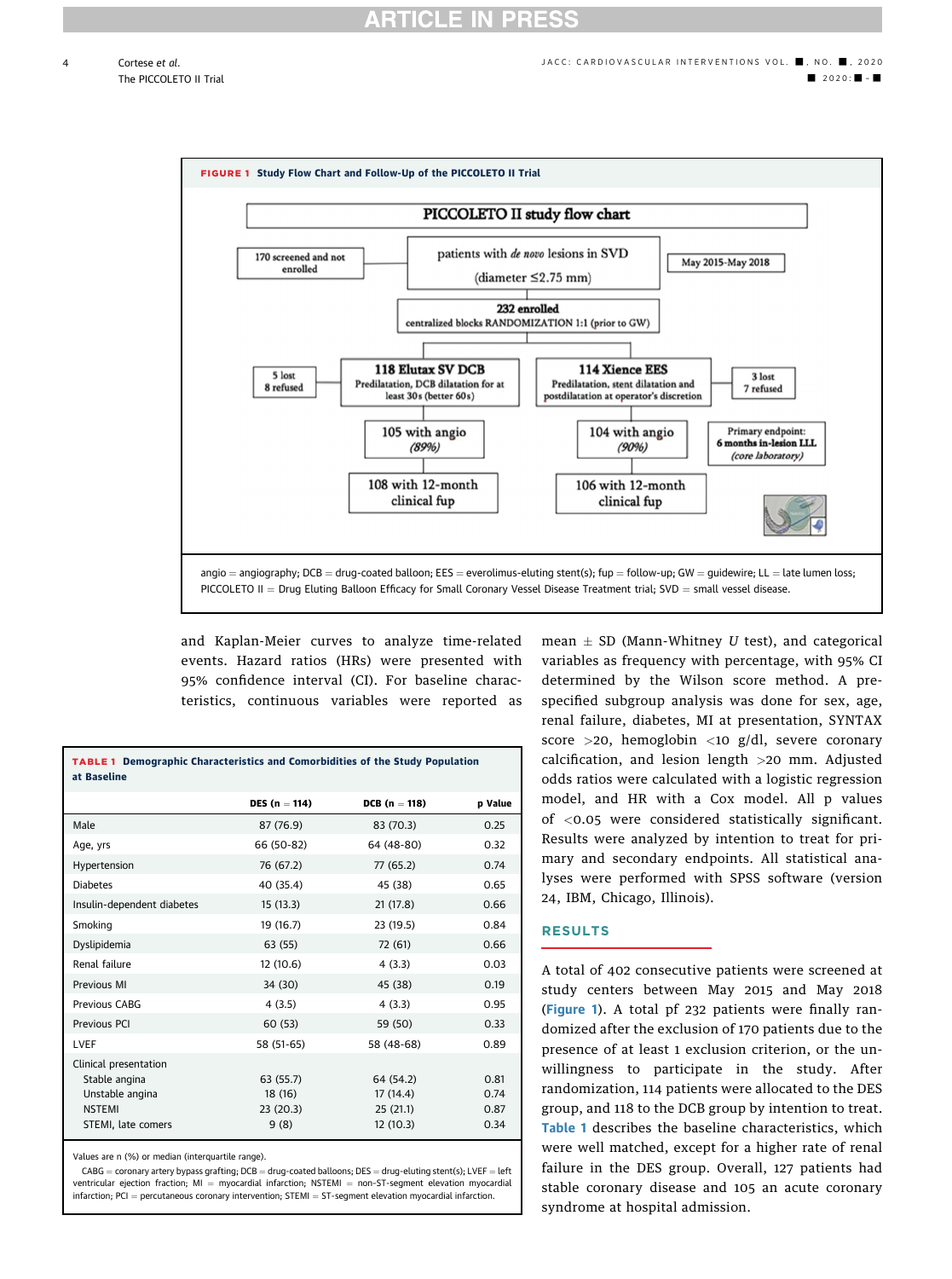**FIGURE 1** Study Flow Chart and Follow-Up of the PICCOLETO II Trial

PICCOLETO II study flow chart

- patients with *de novo* lesions in SVD (diameter ≤2.75 mm)
- May 2015-May 2018
- 170 screened and not enrolled
- 232 enrolled — centralized blocks RANDOMIZATION 1:1 (prior to GW)
- 118 Elutax SV DCB — Predilatation, DCB dilatation for at least 30s (better 60s)
  - 5 lost, 8 refused
  - 105 with angio (89%)
  - 108 with 12-month clinical fup
- 114 Xience EES — Predilatation, stent dilatation and postdilatation at operator's discretion
  - 3 lost, 7 refused
  - 104 with angio (90%)
  - 106 with 12-month clinical fup
- Primary endpoint: 6 months in-lesion LLL (core laboratory)

angio = angiography; DCB = drug-coated balloon; EES = everolimus-eluting stent(s); fup = follow-up; GW = guidewire; LL = late lumen loss; PICCOLETO II = Drug Eluting Balloon Efficacy for Small Coronary Vessel Disease Treatment trial; SVD = small vessel disease.

and Kaplan-Meier curves to analyze time-related events. Hazard ratios (HRs) were presented with 95% confidence interval (CI). For baseline characteristics, continuous variables were reported as mean ± SD (Mann-Whitney U test), and categorical variables as frequency with percentage, with 95% CI determined by the Wilson score method. A prespecified subgroup analysis was done for sex, age, renal failure, diabetes, MI at presentation, SYNTAX score >20, hemoglobin <10 g/dl, severe coronary calcification, and lesion length >20 mm. Adjusted odds ratios were calculated with a logistic regression model, and HR with a Cox model. All p values of <0.05 were considered statistically significant. Results were analyzed by intention to treat for primary and secondary endpoints. All statistical analyses were performed with SPSS software (version 24, IBM, Chicago, Illinois).

## RESULTS

A total of 402 consecutive patients were screened at study centers between May 2015 and May 2018 (Figure 1). A total pf 232 patients were finally randomized after the exclusion of 170 patients due to the presence of at least 1 exclusion criterion, or the unwillingness to participate in the study. After randomization, 114 patients were allocated to the DES group, and 118 to the DCB group by intention to treat. Table 1 describes the baseline characteristics, which were well matched, except for a higher rate of renal failure in the DES group. Overall, 127 patients had stable coronary disease and 105 an acute coronary syndrome at hospital admission.

**TABLE 1** Demographic Characteristics and Comorbidities of the Study Population at Baseline

| | DES (n = 114) | DCB (n = 118) | p Value |
|---|---|---|---|
| Male | 87 (76.9) | 83 (70.3) | 0.25 |
| Age, yrs | 66 (50-82) | 64 (48-80) | 0.32 |
| Hypertension | 76 (67.2) | 77 (65.2) | 0.74 |
| Diabetes | 40 (35.4) | 45 (38) | 0.65 |
| Insulin-dependent diabetes | 15 (13.3) | 21 (17.8) | 0.66 |
| Smoking | 19 (16.7) | 23 (19.5) | 0.84 |
| Dyslipidemia | 63 (55) | 72 (61) | 0.66 |
| Renal failure | 12 (10.6) | 4 (3.3) | 0.03 |
| Previous MI | 34 (30) | 45 (38) | 0.19 |
| Previous CABG | 4 (3.5) | 4 (3.3) | 0.95 |
| Previous PCI | 60 (53) | 59 (50) | 0.33 |
| LVEF | 58 (51-65) | 58 (48-68) | 0.89 |
| Clinical presentation | | | |
| Stable angina | 63 (55.7) | 64 (54.2) | 0.81 |
| Unstable angina | 18 (16) | 17 (14.4) | 0.74 |
| NSTEMI | 23 (20.3) | 25 (21.1) | 0.87 |
| STEMI, late comers | 9 (8) | 12 (10.3) | 0.34 |

Values are n (%) or median (interquartile range).

CABG = coronary artery bypass grafting; DCB = drug-coated balloons; DES = drug-eluting stent(s); LVEF = left ventricular ejection fraction; MI = myocardial infarction; NSTEMI = non-ST-segment elevation myocardial infarction; PCI = percutaneous coronary intervention; STEMI = ST-segment elevation myocardial infarction.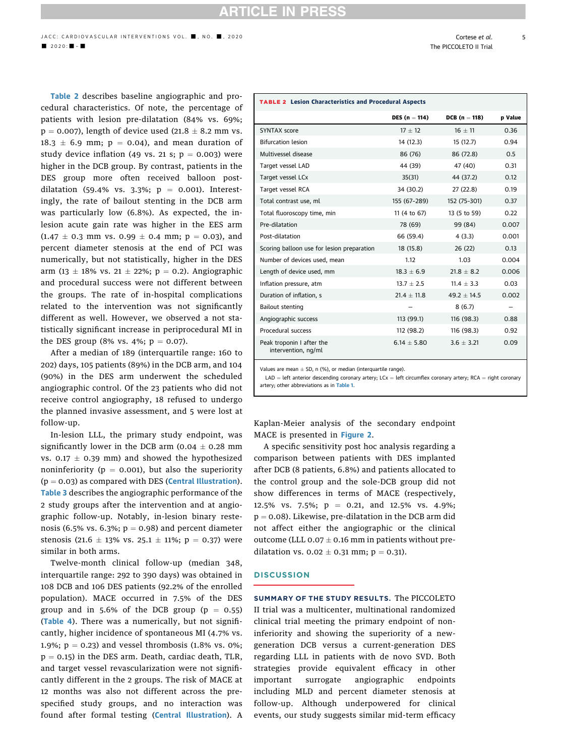Table 2 describes baseline angiographic and procedural characteristics. Of note, the percentage of patients with lesion pre-dilatation (84% vs. 69%; p = 0.007), length of device used (21.8 ± 8.2 mm vs. 18.3 ± 6.9 mm; p = 0.04), and mean duration of study device inflation (49 vs. 21 s; p = 0.003) were higher in the DCB group. By contrast, patients in the DES group more often received balloon post-dilatation (59.4% vs. 3.3%; p = 0.001). Interestingly, the rate of bailout stenting in the DCB arm was particularly low (6.8%). As expected, the in-lesion acute gain rate was higher in the EES arm (1.47 ± 0.3 mm vs. 0.99 ± 0.4 mm; p = 0.03), and percent diameter stenosis at the end of PCI was numerically, but not statistically, higher in the DES arm (13 ± 18% vs. 21 ± 22%; p = 0.2). Angiographic and procedural success were not different between the groups. The rate of in-hospital complications related to the intervention was not significantly different as well. However, we observed a not statistically significant increase in periprocedural MI in the DES group (8% vs. 4%; p = 0.07).

After a median of 189 (interquartile range: 160 to 202) days, 105 patients (89%) in the DCB arm, and 104 (90%) in the DES arm underwent the scheduled angiographic control. Of the 23 patients who did not receive control angiography, 18 refused to undergo the planned invasive assessment, and 5 were lost at follow-up.

In-lesion LLL, the primary study endpoint, was significantly lower in the DCB arm (0.04 ± 0.28 mm vs. 0.17 ± 0.39 mm) and showed the hypothesized noninferiority (p = 0.001), but also the superiority (p = 0.03) as compared with DES (Central Illustration). Table 3 describes the angiographic performance of the 2 study groups after the intervention and at angiographic follow-up. Notably, in-lesion binary restenosis (6.5% vs. 6.3%; p = 0.98) and percent diameter stenosis (21.6 ± 13% vs. 25.1 ± 11%; p = 0.37) were similar in both arms.

Twelve-month clinical follow-up (median 348, interquartile range: 292 to 390 days) was obtained in 108 DCB and 106 DES patients (92.2% of the enrolled population). MACE occurred in 7.5% of the DES group and in 5.6% of the DCB group (p = 0.55) (Table 4). There was a numerically, but not significantly, higher incidence of spontaneous MI (4.7% vs. 1.9%; p = 0.23) and vessel thrombosis (1.8% vs. 0%; p = 0.15) in the DES arm. Death, cardiac death, TLR, and target vessel revascularization were not significantly different in the 2 groups. The risk of MACE at 12 months was also not different across the prespecified study groups, and no interaction was found after formal testing (Central Illustration). A Kaplan-Meier analysis of the secondary endpoint MACE is presented in Figure 2.

**TABLE 2 Lesion Characteristics and Procedural Aspects**

| | DES (n = 114) | DCB (n = 118) | p Value |
|---|---|---|---|
| SYNTAX score | 17 ± 12 | 16 ± 11 | 0.36 |
| Bifurcation lesion | 14 (12.3) | 15 (12.7) | 0.94 |
| Multivessel disease | 86 (76) | 86 (72.8) | 0.5 |
| Target vessel LAD | 44 (39) | 47 (40) | 0.31 |
| Target vessel LCx | 35(31) | 44 (37.2) | 0.12 |
| Target vessel RCA | 34 (30.2) | 27 (22.8) | 0.19 |
| Total contrast use, ml | 155 (67–289) | 152 (75–301) | 0.37 |
| Total fluoroscopy time, min | 11 (4 to 67) | 13 (5 to 59) | 0.22 |
| Pre-dilatation | 78 (69) | 99 (84) | 0.007 |
| Post-dilatation | 66 (59.4) | 4 (3.3) | 0.001 |
| Scoring balloon use for lesion preparation | 18 (15.8) | 26 (22) | 0.13 |
| Number of devices used, mean | 1.12 | 1.03 | 0.004 |
| Length of device used, mm | 18.3 ± 6.9 | 21.8 ± 8.2 | 0.006 |
| Inflation pressure, atm | 13.7 ± 2.5 | 11.4 ± 3.3 | 0.03 |
| Duration of inflation, s | 21.4 ± 11.8 | 49.2 ± 14.5 | 0.002 |
| Bailout stenting | – | 8 (6.7) | – |
| Angiographic success | 113 (99.1) | 116 (98.3) | 0.88 |
| Procedural success | 112 (98.2) | 116 (98.3) | 0.92 |
| Peak troponin I after the intervention, ng/ml | 6.14 ± 5.80 | 3.6 ± 3.21 | 0.09 |

Values are mean ± SD, n (%), or median (interquartile range).
LAD = left anterior descending coronary artery; LCx = left circumflex coronary artery; RCA = right coronary artery; other abbreviations as in Table 1.

A specific sensitivity post hoc analysis regarding a comparison between patients with DES implanted after DCB (8 patients, 6.8%) and patients allocated to the control group and the sole-DCB group did not show differences in terms of MACE (respectively, 12.5% vs. 7.5%; p = 0.21, and 12.5% vs. 4.9%; p = 0.08). Likewise, pre-dilatation in the DCB arm did not affect either the angiographic or the clinical outcome (LLL 0.07 ± 0.16 mm in patients without pre-dilatation vs. 0.02 ± 0.31 mm; p = 0.31).

## DISCUSSION

**SUMMARY OF THE STUDY RESULTS.** The PICCOLETO II trial was a multicenter, multinational randomized clinical trial meeting the primary endpoint of noninferiority and showing the superiority of a new-generation DCB versus a current-generation DES regarding LLL in patients with de novo SVD. Both strategies provide equivalent efficacy in other important surrogate angiographic endpoints including MLD and percent diameter stenosis at follow-up. Although underpowered for clinical events, our study suggests similar mid-term efficacy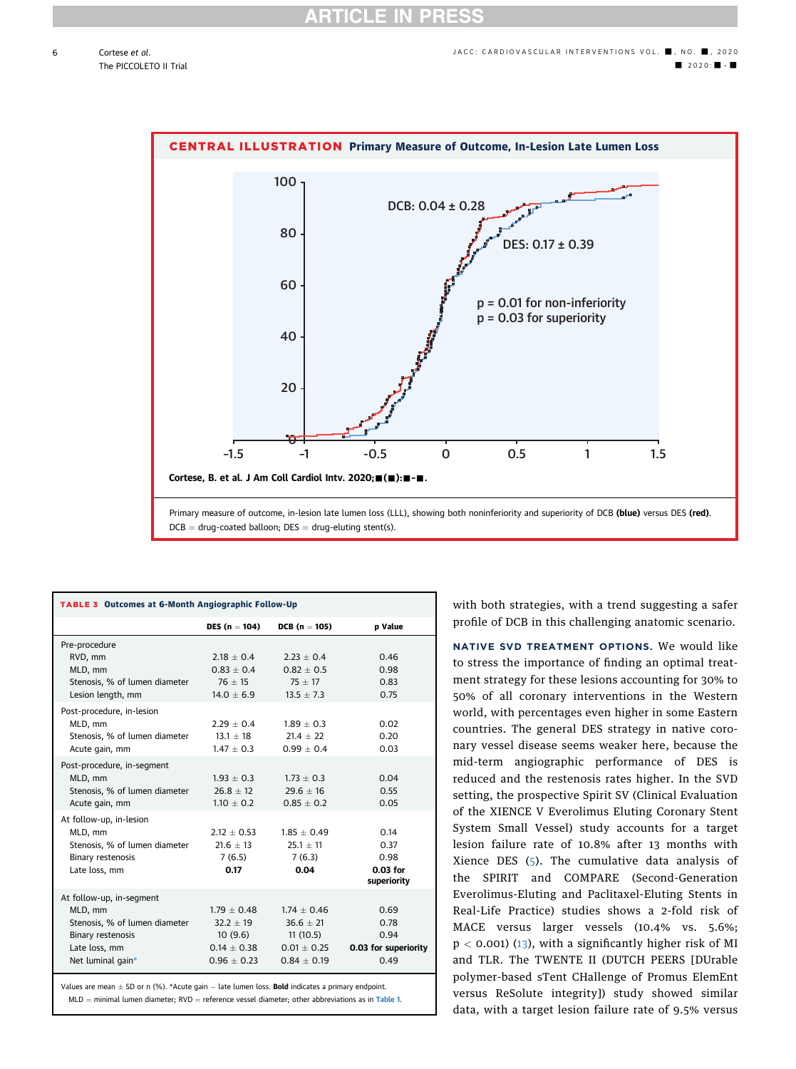**CENTRAL ILLUSTRATION** Primary Measure of Outcome, In-Lesion Late Lumen Loss

DCB: 0.04 ± 0.28

DES: 0.17 ± 0.39

p = 0.01 for non-inferiority
p = 0.03 for superiority

Cortese, B. et al. J Am Coll Cardiol Intv. 2020;■(■):■-■.

Primary measure of outcome, in-lesion late lumen loss (LLL), showing both noninferiority and superiority of DCB **(blue)** versus DES **(red)**. DCB = drug-coated balloon; DES = drug-eluting stent(s).

**TABLE 3** Outcomes at 6-Month Angiographic Follow-Up

| | DES (n = 104) | DCB (n = 105) | p Value |
|---|---|---|---|
| Pre-procedure | | | |
| RVD, mm | 2.18 ± 0.4 | 2.23 ± 0.4 | 0.46 |
| MLD, mm | 0.83 ± 0.4 | 0.82 ± 0.5 | 0.98 |
| Stenosis, % of lumen diameter | 76 ± 15 | 75 ± 17 | 0.83 |
| Lesion length, mm | 14.0 ± 6.9 | 13.5 ± 7.3 | 0.75 |
| Post-procedure, in-lesion | | | |
| MLD, mm | 2.29 ± 0.4 | 1.89 ± 0.3 | 0.02 |
| Stenosis, % of lumen diameter | 13.1 ± 18 | 21.4 ± 22 | 0.20 |
| Acute gain, mm | 1.47 ± 0.3 | 0.99 ± 0.4 | 0.03 |
| Post-procedure, in-segment | | | |
| MLD, mm | 1.93 ± 0.3 | 1.73 ± 0.3 | 0.04 |
| Stenosis, % of lumen diameter | 26.8 ± 12 | 29.6 ± 16 | 0.55 |
| Acute gain, mm | 1.10 ± 0.2 | 0.85 ± 0.2 | 0.05 |
| At follow-up, in-lesion | | | |
| MLD, mm | 2.12 ± 0.53 | 1.85 ± 0.49 | 0.14 |
| Stenosis, % of lumen diameter | 21.6 ± 13 | 25.1 ± 11 | 0.37 |
| Binary restenosis | 7 (6.5) | 7 (6.3) | 0.98 |
| Late loss, mm | **0.17** | **0.04** | **0.03 for superiority** |
| At follow-up, in-segment | | | |
| MLD, mm | 1.79 ± 0.48 | 1.74 ± 0.46 | 0.69 |
| Stenosis, % of lumen diameter | 32.2 ± 19 | 36.6 ± 21 | 0.78 |
| Binary restenosis | 10 (9.6) | 11 (10.5) | 0.94 |
| Late loss, mm | 0.14 ± 0.38 | 0.01 ± 0.25 | **0.03 for superiority** |
| Net luminal gain* | 0.96 ± 0.23 | 0.84 ± 0.19 | 0.49 |

Values are mean ± SD or n (%). *Acute gain − late lumen loss. **Bold** indicates a primary endpoint.
MLD = minimal lumen diameter; RVD = reference vessel diameter; other abbreviations as in Table 1.

with both strategies, with a trend suggesting a safer profile of DCB in this challenging anatomic scenario.

**NATIVE SVD TREATMENT OPTIONS.** We would like to stress the importance of finding an optimal treatment strategy for these lesions accounting for 30% to 50% of all coronary interventions in the Western world, with percentages even higher in some Eastern countries. The general DES strategy in native coronary vessel disease seems weaker here, because the mid-term angiographic performance of DES is reduced and the restenosis rates higher. In the SVD setting, the prospective Spirit SV (Clinical Evaluation of the XIENCE V Everolimus Eluting Coronary Stent System Small Vessel) study accounts for a target lesion failure rate of 10.8% after 13 months with Xience DES (5). The cumulative data analysis of the SPIRIT and COMPARE (Second-Generation Everolimus-Eluting and Paclitaxel-Eluting Stents in Real-Life Practice) studies shows a 2-fold risk of MACE versus larger vessels (10.4% vs. 5.6%; $p < 0.001$) (13), with a significantly higher risk of MI and TLR. The TWENTE II (DUTCH PEERS [DUrable polymer-based sTent CHallenge of Promus ElemEnt versus ReSolute integrity]) study showed similar data, with a target lesion failure rate of 9.5% versus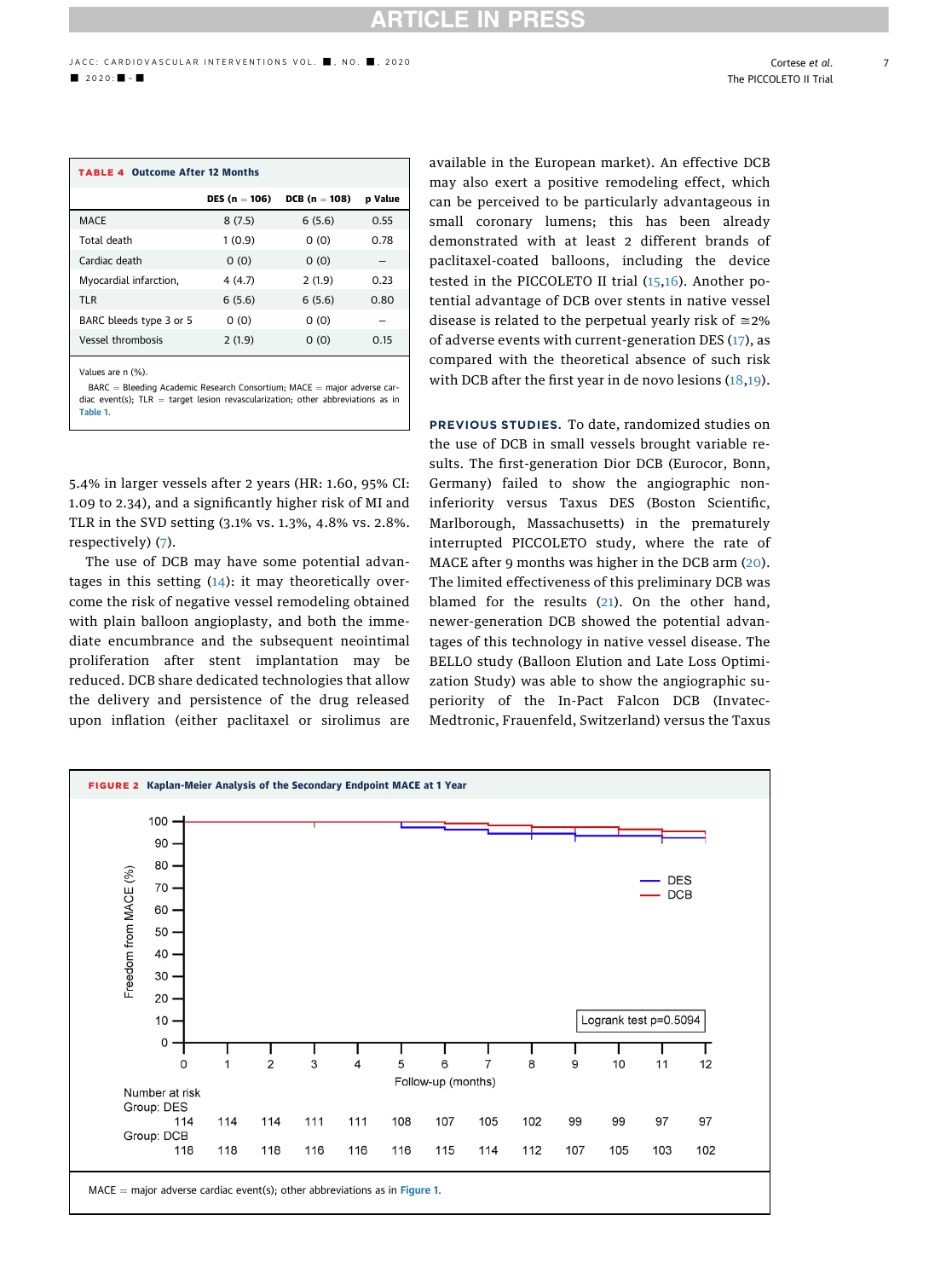**TABLE 4 Outcome After 12 Months**

| | DES (n = 106) | DCB (n = 108) | p Value |
|---|---|---|---|
| MACE | 8 (7.5) | 6 (5.6) | 0.55 |
| Total death | 1 (0.9) | 0 (0) | 0.78 |
| Cardiac death | 0 (0) | 0 (0) | – |
| Myocardial infarction, | 4 (4.7) | 2 (1.9) | 0.23 |
| TLR | 6 (5.6) | 6 (5.6) | 0.80 |
| BARC bleeds type 3 or 5 | 0 (0) | 0 (0) | – |
| Vessel thrombosis | 2 (1.9) | 0 (0) | 0.15 |

Values are n (%).

BARC = Bleeding Academic Research Consortium; MACE = major adverse cardiac event(s); TLR = target lesion revascularization; other abbreviations as in Table 1.

5.4% in larger vessels after 2 years (HR: 1.60, 95% CI: 1.09 to 2.34), and a significantly higher risk of MI and TLR in the SVD setting (3.1% vs. 1.3%, 4.8% vs. 2.8%. respectively) (7).

The use of DCB may have some potential advantages in this setting (14): it may theoretically overcome the risk of negative vessel remodeling obtained with plain balloon angioplasty, and both the immediate encumbrance and the subsequent neointimal proliferation after stent implantation may be reduced. DCB share dedicated technologies that allow the delivery and persistence of the drug released upon inflation (either paclitaxel or sirolimus are available in the European market). An effective DCB may also exert a positive remodeling effect, which can be perceived to be particularly advantageous in small coronary lumens; this has been already demonstrated with at least 2 different brands of paclitaxel-coated balloons, including the device tested in the PICCOLETO II trial (15,16). Another potential advantage of DCB over stents in native vessel disease is related to the perpetual yearly risk of ≅2% of adverse events with current-generation DES (17), as compared with the theoretical absence of such risk with DCB after the first year in de novo lesions (18,19).

**PREVIOUS STUDIES.** To date, randomized studies on the use of DCB in small vessels brought variable results. The first-generation Dior DCB (Eurocor, Bonn, Germany) failed to show the angiographic noninferiority versus Taxus DES (Boston Scientific, Marlborough, Massachusetts) in the prematurely interrupted PICCOLETO study, where the rate of MACE after 9 months was higher in the DCB arm (20). The limited effectiveness of this preliminary DCB was blamed for the results (21). On the other hand, newer-generation DCB showed the potential advantages of this technology in native vessel disease. The BELLO study (Balloon Elution and Late Loss Optimization Study) was able to show the angiographic superiority of the In-Pact Falcon DCB (Invatec-Medtronic, Frauenfeld, Switzerland) versus the Taxus

**FIGURE 2 Kaplan-Meier Analysis of the Secondary Endpoint MACE at 1 Year**

Number at risk

| Follow-up (months) | 0 | 1 | 2 | 3 | 4 | 5 | 6 | 7 | 8 | 9 | 10 | 11 | 12 |
|---|---|---|---|---|---|---|---|---|---|---|---|---|---|
| Group: DES | 114 | 114 | 114 | 111 | 111 | 108 | 107 | 105 | 102 | 99 | 99 | 97 | 97 |
| Group: DCB | 118 | 118 | 118 | 116 | 116 | 116 | 115 | 114 | 112 | 107 | 105 | 103 | 102 |

Logrank test p=0.5094

MACE = major adverse cardiac event(s); other abbreviations as in Figure 1.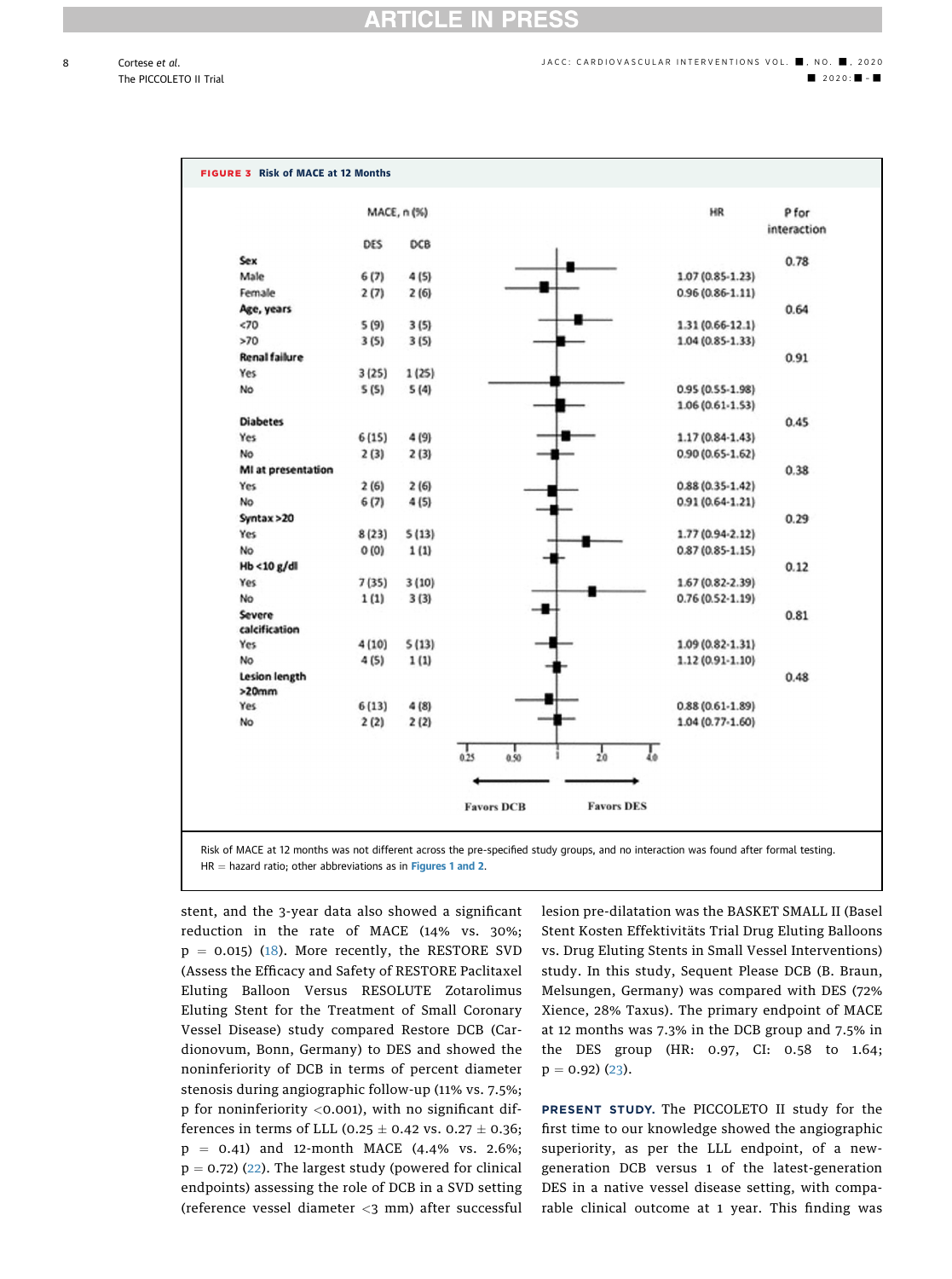**FIGURE 3 Risk of MACE at 12 Months**

| | MACE, n (%) DES | MACE, n (%) DCB | HR | P for interaction |
|---|---|---|---|---|
| **Sex** | | | | 0.78 |
| Male | 6 (7) | 4 (5) | 1.07 (0.85-1.23) | |
| Female | 2 (7) | 2 (6) | 0.96 (0.86-1.11) | |
| **Age, years** | | | | 0.64 |
| <70 | 5 (9) | 3 (5) | 1.31 (0.66-12.1) | |
| >70 | 3 (5) | 3 (5) | 1.04 (0.85-1.33) | |
| **Renal failure** | | | | 0.91 |
| Yes | 3 (25) | 1 (25) | 0.95 (0.55-1.98) | |
| No | 5 (5) | 5 (4) | 1.06 (0.61-1.53) | |
| **Diabetes** | | | | 0.45 |
| Yes | 6 (15) | 4 (9) | 1.17 (0.84-1.43) | |
| No | 2 (3) | 2 (3) | 0.90 (0.65-1.62) | |
| **MI at presentation** | | | | 0.38 |
| Yes | 2 (6) | 2 (6) | 0.88 (0.35-1.42) | |
| No | 6 (7) | 4 (5) | 0.91 (0.64-1.21) | |
| **Syntax >20** | | | | 0.29 |
| Yes | 8 (23) | 5 (13) | 1.77 (0.94-2.12) | |
| No | 0 (0) | 1 (1) | 0.87 (0.85-1.15) | |
| **Hb <10 g/dl** | | | | 0.12 |
| Yes | 7 (35) | 3 (10) | 1.67 (0.82-2.39) | |
| No | 1 (1) | 3 (3) | 0.76 (0.52-1.19) | |
| **Severe calcification** | | | | 0.81 |
| Yes | 4 (10) | 5 (13) | 1.09 (0.82-1.31) | |
| No | 4 (5) | 1 (1) | 1.12 (0.91-1.10) | |
| **Lesion length >20mm** | | | | 0.48 |
| Yes | 6 (13) | 4 (8) | 0.88 (0.61-1.89) | |
| No | 2 (2) | 2 (2) | 1.04 (0.77-1.60) | |

Axis: 0.25, 0.50, 1, 2.0, 4.0 — ← Favors DCB | Favors DES →

Risk of MACE at 12 months was not different across the pre-specified study groups, and no interaction was found after formal testing. HR = hazard ratio; other abbreviations as in Figures 1 and 2.

stent, and the 3-year data also showed a significant reduction in the rate of MACE (14% vs. 30%; p = 0.015) (18). More recently, the RESTORE SVD (Assess the Efficacy and Safety of RESTORE Paclitaxel Eluting Balloon Versus RESOLUTE Zotarolimus Eluting Stent for the Treatment of Small Coronary Vessel Disease) study compared Restore DCB (Cardionovum, Bonn, Germany) to DES and showed the noninferiority of DCB in terms of percent diameter stenosis during angiographic follow-up (11% vs. 7.5%; p for noninferiority <0.001), with no significant differences in terms of LLL (0.25 ± 0.42 vs. 0.27 ± 0.36; p = 0.41) and 12-month MACE (4.4% vs. 2.6%; p = 0.72) (22). The largest study (powered for clinical endpoints) assessing the role of DCB in a SVD setting (reference vessel diameter <3 mm) after successful lesion pre-dilatation was the BASKET SMALL II (Basel Stent Kosten Effektivitäts Trial Drug Eluting Balloons vs. Drug Eluting Stents in Small Vessel Interventions) study. In this study, Sequent Please DCB (B. Braun, Melsungen, Germany) was compared with DES (72% Xience, 28% Taxus). The primary endpoint of MACE at 12 months was 7.3% in the DCB group and 7.5% in the DES group (HR: 0.97, CI: 0.58 to 1.64; p = 0.92) (23).

**PRESENT STUDY.** The PICCOLETO II study for the first time to our knowledge showed the angiographic superiority, as per the LLL endpoint, of a new-generation DCB versus 1 of the latest-generation DES in a native vessel disease setting, with comparable clinical outcome at 1 year. This finding was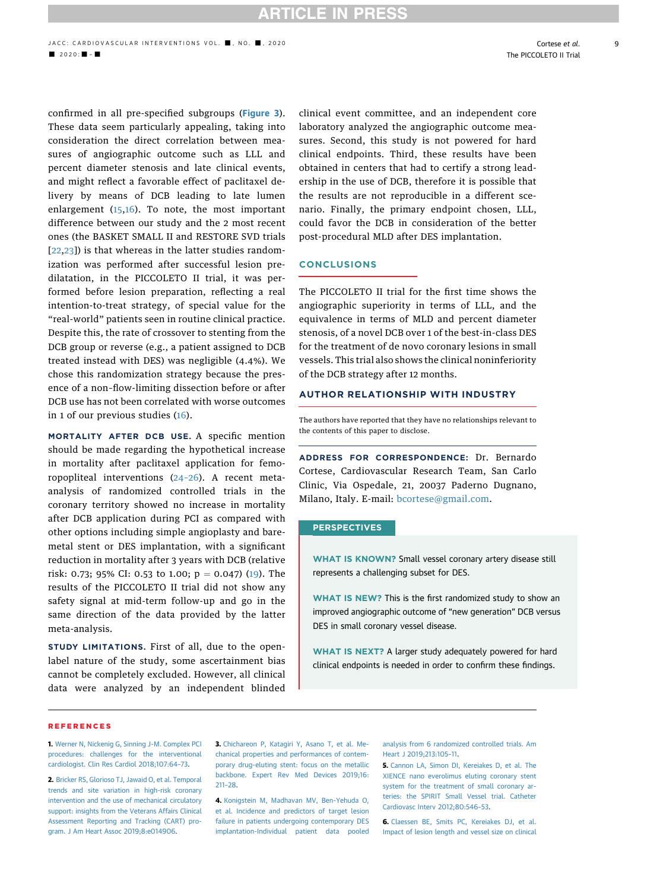confirmed in all pre-specified subgroups (Figure 3). These data seem particularly appealing, taking into consideration the direct correlation between measures of angiographic outcome such as LLL and percent diameter stenosis and late clinical events, and might reflect a favorable effect of paclitaxel delivery by means of DCB leading to late lumen enlargement (15,16). To note, the most important difference between our study and the 2 most recent ones (the BASKET SMALL II and RESTORE SVD trials [22,23]) is that whereas in the latter studies randomization was performed after successful lesion predilatation, in the PICCOLETO II trial, it was performed before lesion preparation, reflecting a real intention-to-treat strategy, of special value for the "real-world" patients seen in routine clinical practice. Despite this, the rate of crossover to stenting from the DCB group or reverse (e.g., a patient assigned to DCB treated instead with DES) was negligible (4.4%). We chose this randomization strategy because the presence of a non-flow-limiting dissection before or after DCB use has not been correlated with worse outcomes in 1 of our previous studies (16).

**MORTALITY AFTER DCB USE.** A specific mention should be made regarding the hypothetical increase in mortality after paclitaxel application for femoropopliteal interventions (24-26). A recent meta-analysis of randomized controlled trials in the coronary territory showed no increase in mortality after DCB application during PCI as compared with other options including simple angioplasty and bare-metal stent or DES implantation, with a significant reduction in mortality after 3 years with DCB (relative risk: 0.73; 95% CI: 0.53 to 1.00; $p = 0.047$) (19). The results of the PICCOLETO II trial did not show any safety signal at mid-term follow-up and go in the same direction of the data provided by the latter meta-analysis.

**STUDY LIMITATIONS.** First of all, due to the open-label nature of the study, some ascertainment bias cannot be completely excluded. However, all clinical data were analyzed by an independent blinded clinical event committee, and an independent core laboratory analyzed the angiographic outcome measures. Second, this study is not powered for hard clinical endpoints. Third, these results have been obtained in centers that had to certify a strong leadership in the use of DCB, therefore it is possible that the results are not reproducible in a different scenario. Finally, the primary endpoint chosen, LLL, could favor the DCB in consideration of the better post-procedural MLD after DES implantation.

## CONCLUSIONS

The PICCOLETO II trial for the first time shows the angiographic superiority in terms of LLL, and the equivalence in terms of MLD and percent diameter stenosis, of a novel DCB over 1 of the best-in-class DES for the treatment of de novo coronary lesions in small vessels. This trial also shows the clinical noninferiority of the DCB strategy after 12 months.

## AUTHOR RELATIONSHIP WITH INDUSTRY

The authors have reported that they have no relationships relevant to the contents of this paper to disclose.

**ADDRESS FOR CORRESPONDENCE:** Dr. Bernardo Cortese, Cardiovascular Research Team, San Carlo Clinic, Via Ospedale, 21, 20037 Paderno Dugnano, Milano, Italy. E-mail: bcortese@gmail.com.

## PERSPECTIVES

**WHAT IS KNOWN?** Small vessel coronary artery disease still represents a challenging subset for DES.

**WHAT IS NEW?** This is the first randomized study to show an improved angiographic outcome of "new generation" DCB versus DES in small coronary vessel disease.

**WHAT IS NEXT?** A larger study adequately powered for hard clinical endpoints is needed in order to confirm these findings.

## REFERENCES

1. Werner N, Nickenig G, Sinning J-M. Complex PCI procedures: challenges for the interventional cardiologist. Clin Res Cardiol 2018;107:64–73.

2. Bricker RS, Glorioso TJ, Jawaid O, et al. Temporal trends and site variation in high-risk coronary intervention and the use of mechanical circulatory support: insights from the Veterans Affairs Clinical Assessment Reporting and Tracking (CART) program. J Am Heart Assoc 2019;8:e014906.

3. Chichareon P, Katagiri Y, Asano T, et al. Mechanical properties and performances of contemporary drug-eluting stent: focus on the metallic backbone. Expert Rev Med Devices 2019;16:211–28.

4. Konigstein M, Madhavan MV, Ben-Yehuda O, et al. Incidence and predictors of target lesion failure in patients undergoing contemporary DES implantation-Individual patient data pooled analysis from 6 randomized controlled trials. Am Heart J 2019;213:105–11.

5. Cannon LA, Simon DI, Kereiakes D, et al. The XIENCE nano everolimus eluting coronary stent system for the treatment of small coronary arteries: the SPIRIT Small Vessel trial. Catheter Cardiovasc Interv 2012;80:546–53.

6. Claessen BE, Smits PC, Kereiakes DJ, et al. Impact of lesion length and vessel size on clinical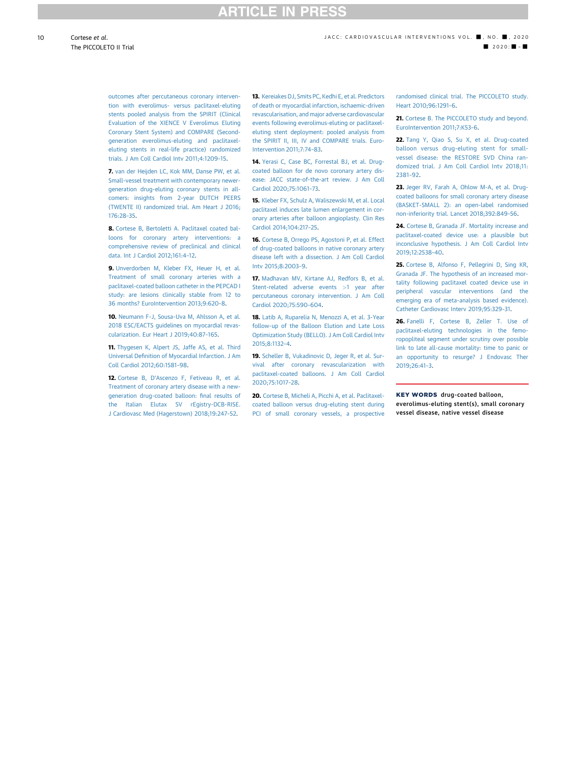outcomes after percutaneous coronary intervention with everolimus- versus paclitaxel-eluting stents pooled analysis from the SPIRIT (Clinical Evaluation of the XIENCE V Everolimus Eluting Coronary Stent System) and COMPARE (Second-generation everolimus-eluting and paclitaxel-eluting stents in real-life practice) randomized trials. J Am Coll Cardiol Intv 2011;4:1209–15.

**7.** van der Heijden LC, Kok MM, Danse PW, et al. Small-vessel treatment with contemporary newer-generation drug-eluting coronary stents in all-comers: insights from 2-year DUTCH PEERS (TWENTE II) randomized trial. Am Heart J 2016; 176:28–35.

**8.** Cortese B, Bertoletti A. Paclitaxel coated balloons for coronary artery interventions: a comprehensive review of preclinical and clinical data. Int J Cardiol 2012;161:4–12.

**9.** Unverdorben M, Kleber FX, Heuer H, et al. Treatment of small coronary arteries with a paclitaxel-coated balloon catheter in the PEPCAD I study: are lesions clinically stable from 12 to 36 months? EuroIntervention 2013;9:620–8.

**10.** Neumann F-J, Sousa-Uva M, Ahlsson A, et al. 2018 ESC/EACTS guidelines on myocardial revascularization. Eur Heart J 2019;40:87–165.

**11.** Thygesen K, Alpert JS, Jaffe AS, et al. Third Universal Definition of Myocardial Infarction. J Am Coll Cardiol 2012;60:1581–98.

**12.** Cortese B, D'Ascenzo F, Fetiveau R, et al. Treatment of coronary artery disease with a new-generation drug-coated balloon: final results of the Italian Elutax SV rEgistry-DCB-RISE. J Cardiovasc Med (Hagerstown) 2018;19:247–52.

**13.** Kereiakes DJ, Smits PC, Kedhi E, et al. Predictors of death or myocardial infarction, ischaemic-driven revascularisation, and major adverse cardiovascular events following everolimus-eluting or paclitaxel-eluting stent deployment: pooled analysis from the SPIRIT II, III, IV and COMPARE trials. EuroIntervention 2011;7:74–83.

**14.** Yerasi C, Case BC, Forrestal BJ, et al. Drug-coated balloon for de novo coronary artery disease: JACC state-of-the-art review. J Am Coll Cardiol 2020;75:1061–73.

**15.** Kleber FX, Schulz A, Waliszewski M, et al. Local paclitaxel induces late lumen enlargement in coronary arteries after balloon angioplasty. Clin Res Cardiol 2014;104:217–25.

**16.** Cortese B, Orrego PS, Agostoni P, et al. Effect of drug-coated balloons in native coronary artery disease left with a dissection. J Am Coll Cardiol Intv 2015;8:2003–9.

**17.** Madhavan MV, Kirtane AJ, Redfors B, et al. Stent-related adverse events >1 year after percutaneous coronary intervention. J Am Coll Cardiol 2020;75:590–604.

**18.** Latib A, Ruparelia N, Menozzi A, et al. 3-Year follow-up of the Balloon Elution and Late Loss Optimization Study (BELLO). J Am Coll Cardiol Intv 2015;8:1132–4.

**19.** Scheller B, Vukadinovic D, Jeger R, et al. Survival after coronary revascularization with paclitaxel-coated balloons. J Am Coll Cardiol 2020;75:1017–28.

**20.** Cortese B, Micheli A, Picchi A, et al. Paclitaxel-coated balloon versus drug-eluting stent during PCI of small coronary vessels, a prospective randomised clinical trial. The PICCOLETO study. Heart 2010;96:1291–6.

**21.** Cortese B. The PICCOLETO study and beyond. EuroIntervention 2011;7:K53–6.

**22.** Tang Y, Qiao S, Su X, et al. Drug-coated balloon versus drug-eluting stent for small-vessel disease: the RESTORE SVD China randomized trial. J Am Coll Cardiol Intv 2018;11: 2381–92.

**23.** Jeger RV, Farah A, Ohlow M-A, et al. Drug-coated balloons for small coronary artery disease (BASKET-SMALL 2): an open-label randomised non-inferiority trial. Lancet 2018;392:849–56.

**24.** Cortese B, Granada JF. Mortality increase and paclitaxel-coated device use: a plausible but inconclusive hypothesis. J Am Coll Cardiol Intv 2019;12:2538–40.

**25.** Cortese B, Alfonso F, Pellegrini D, Sing KR, Granada JF. The hypothesis of an increased mortality following paclitaxel coated device use in peripheral vascular interventions (and the emerging era of meta-analysis based evidence). Catheter Cardiovasc Interv 2019;95:329–31.

**26.** Fanelli F, Cortese B, Zeller T. Use of paclitaxel-eluting technologies in the femoropopliteal segment under scrutiny over possible link to late all-cause mortality: time to panic or an opportunity to resurge? J Endovasc Ther 2019;26:41–3.

**KEY WORDS** drug-coated balloon, everolimus-eluting stent(s), small coronary vessel disease, native vessel disease